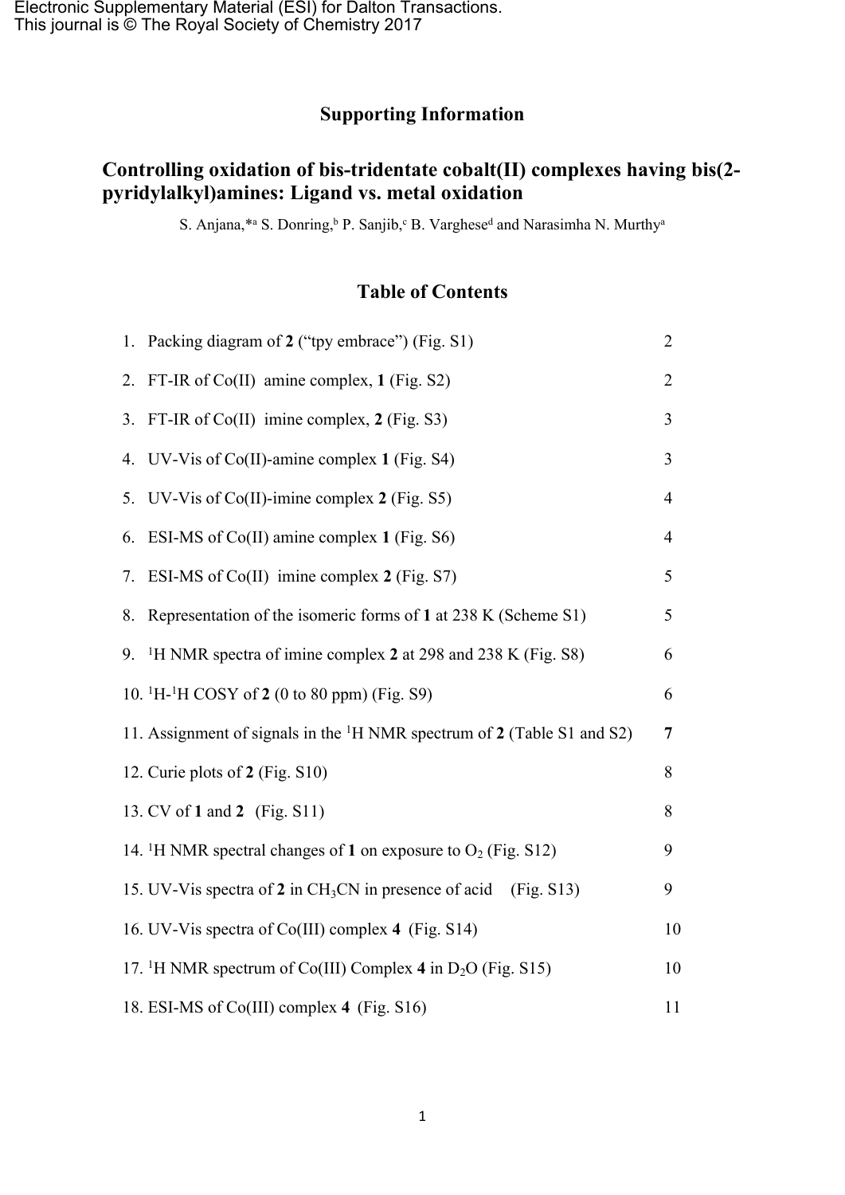Electronic Supplementary Material (ESI) for Dalton Transactions.
This journal is © The Royal Society of Chemistry 2017

# Supporting Information

## Controlling oxidation of bis-tridentate cobalt(II) complexes having bis(2-pyridylalkyl)amines: Ligand vs. metal oxidation

S. Anjana,*[a] S. Donring,[b] P. Sanjib,[c] B. Varghese[d] and Narasimha N. Murthy[a]

## Table of Contents

| | | |
|---|---|---|
| 1. | Packing diagram of **2** (“tpy embrace”) (Fig. S1) | 2 |
| 2. | FT-IR of Co(II) amine complex, **1** (Fig. S2) | 2 |
| 3. | FT-IR of Co(II) imine complex, **2** (Fig. S3) | 3 |
| 4. | UV-Vis of Co(II)-amine complex **1** (Fig. S4) | 3 |
| 5. | UV-Vis of Co(II)-imine complex **2** (Fig. S5) | 4 |
| 6. | ESI-MS of Co(II) amine complex **1** (Fig. S6) | 4 |
| 7. | ESI-MS of Co(II) imine complex **2** (Fig. S7) | 5 |
| 8. | Representation of the isomeric forms of **1** at 238 K (Scheme S1) | 5 |
| 9. | $^1$H NMR spectra of imine complex **2** at 298 and 238 K (Fig. S8) | 6 |
| 10. | $^1$H-$^1$H COSY of **2** (0 to 80 ppm) (Fig. S9) | 6 |
| 11. | Assignment of signals in the $^1$H NMR spectrum of **2** (Table S1 and S2) | **7** |
| 12. | Curie plots of **2** (Fig. S10) | 8 |
| 13. | CV of **1** and **2** (Fig. S11) | 8 |
| 14. | $^1$H NMR spectral changes of **1** on exposure to $O_2$ (Fig. S12) | 9 |
| 15. | UV-Vis spectra of **2** in $CH_3CN$ in presence of acid (Fig. S13) | 9 |
| 16. | UV-Vis spectra of Co(III) complex **4** (Fig. S14) | 10 |
| 17. | $^1$H NMR spectrum of Co(III) Complex **4** in $D_2O$ (Fig. S15) | 10 |
| 18. | ESI-MS of Co(III) complex **4** (Fig. S16) | 11 |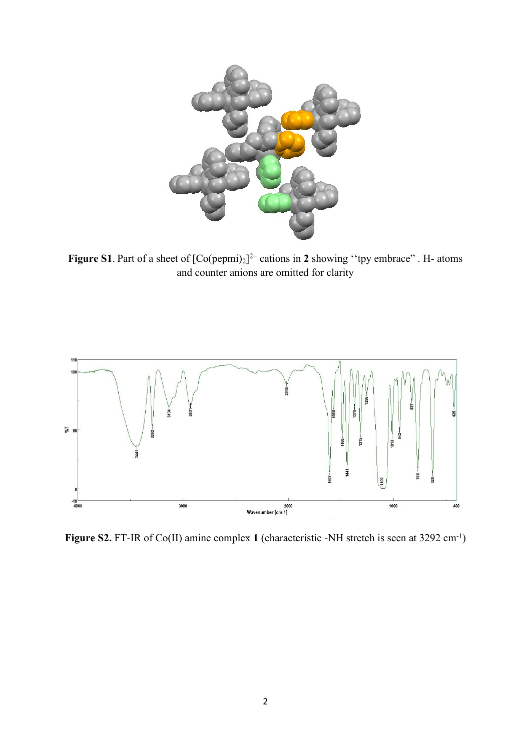**Figure S1**. Part of a sheet of $[Co(pepmi)_2]^{2+}$ cations in **2** showing ''tpy embrace'' . H- atoms and counter anions are omitted for clarity

**Figure S2.** FT-IR of Co(II) amine complex **1** (characteristic -NH stretch is seen at 3292 $cm^{-1}$)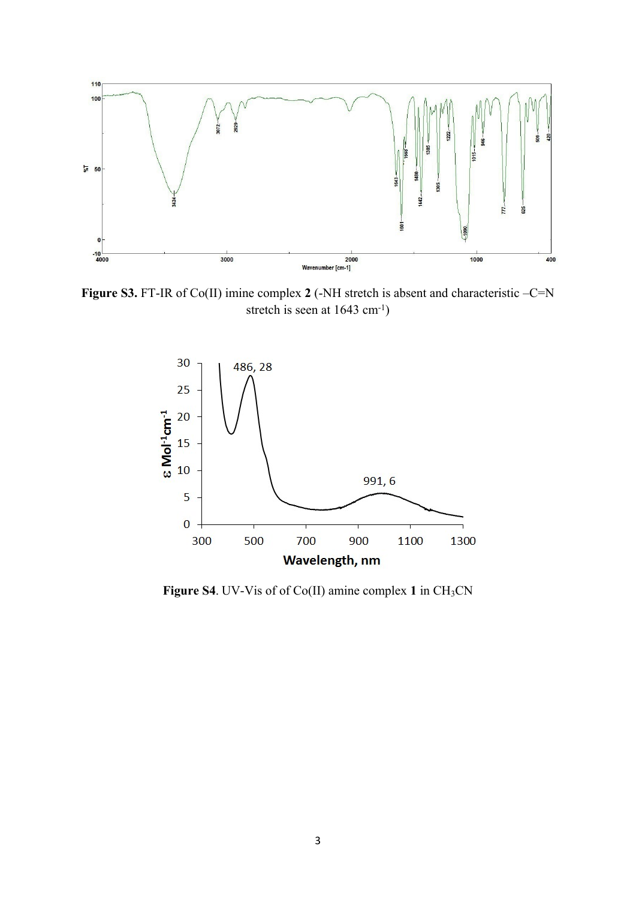**Figure S3.** FT-IR of Co(II) imine complex **2** (-NH stretch is absent and characteristic –C=N stretch is seen at 1643 cm$^{-1}$)

**Figure S4**. UV-Vis of of Co(II) amine complex **1** in $CH_3CN$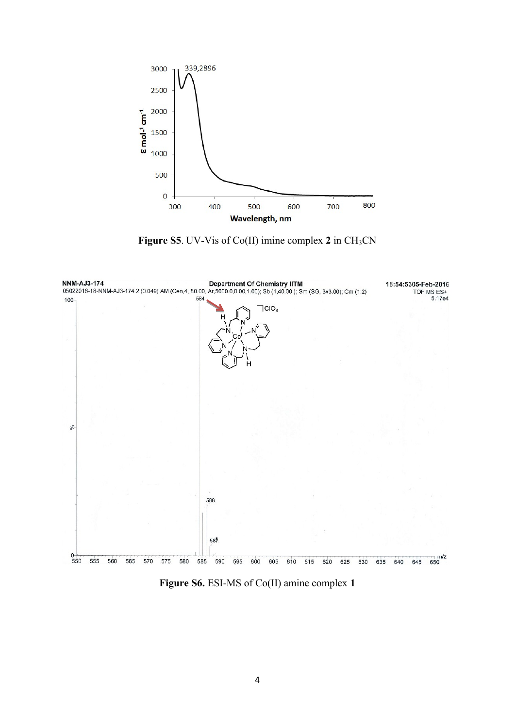**Figure S5**. UV-Vis of Co(II) imine complex **2** in $CH_3CN$

**Figure S6.** ESI-MS of Co(II) amine complex **1**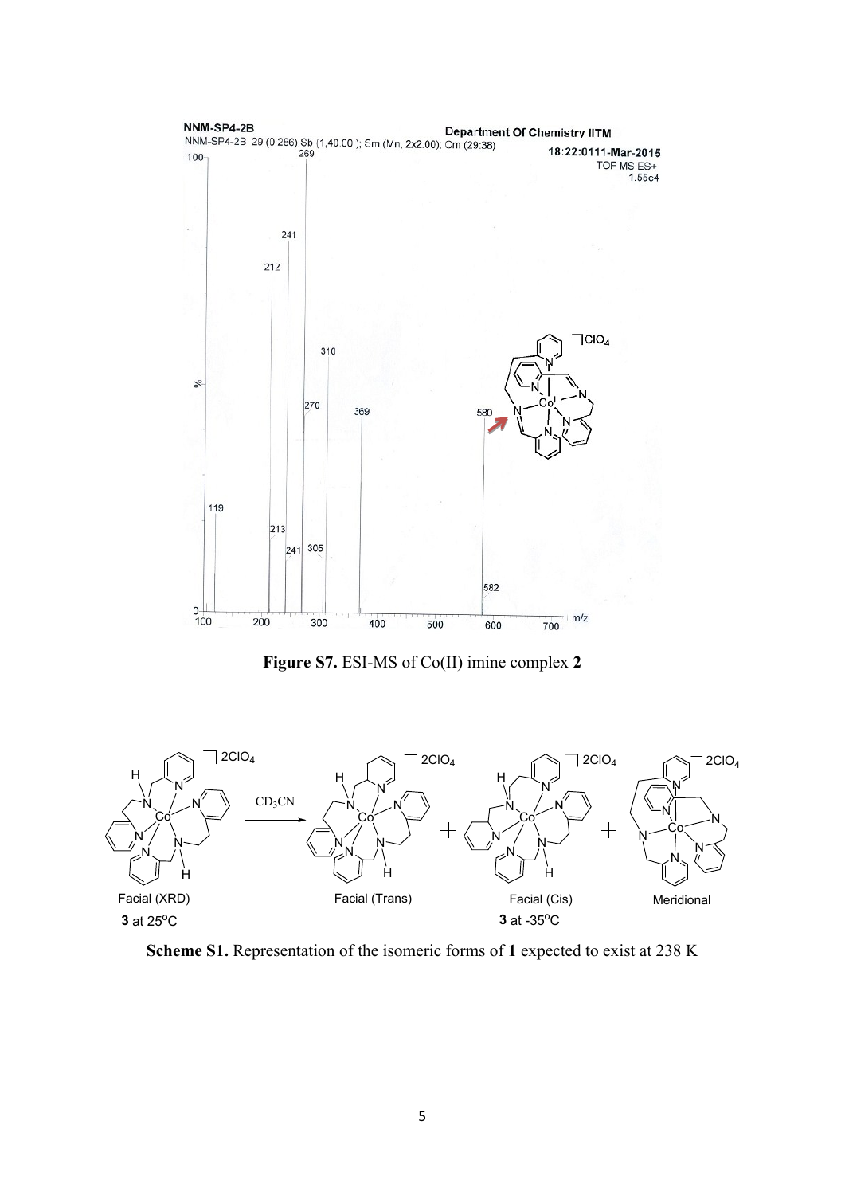**Figure S7.** ESI-MS of Co(II) imine complex **2**

**Scheme S1.** Representation of the isomeric forms of **1** expected to exist at 238 K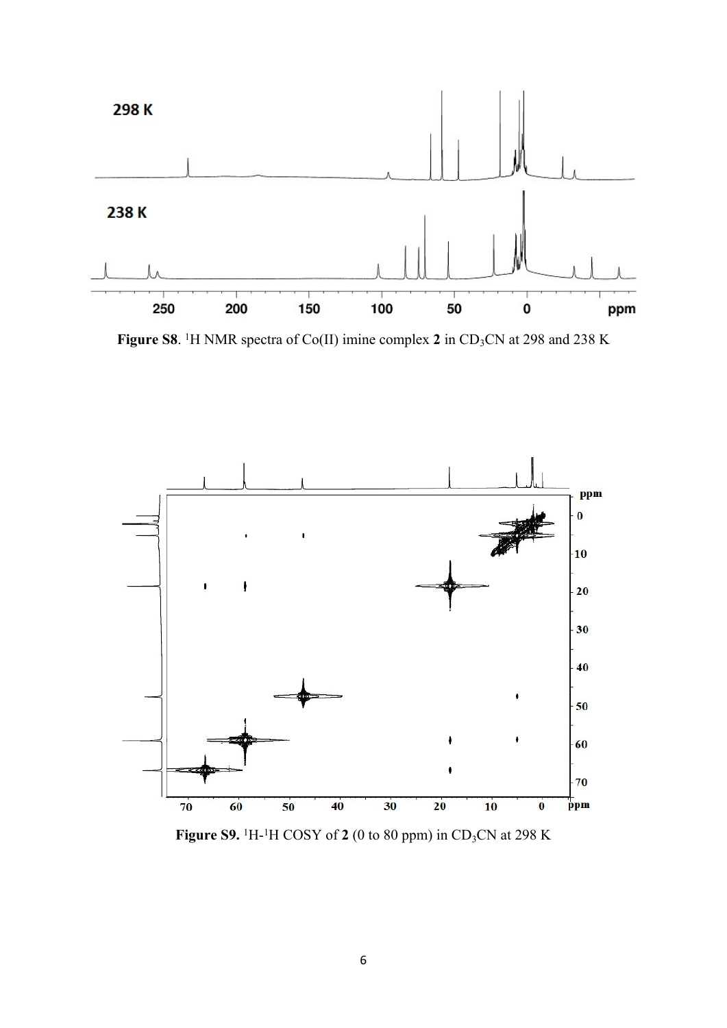**Figure S8**. $^1H$ NMR spectra of Co(II) imine complex **2** in $CD_3CN$ at 298 and 238 K

**Figure S9.** $^1H$-$^1H$ COSY of **2** (0 to 80 ppm) in $CD_3CN$ at 298 K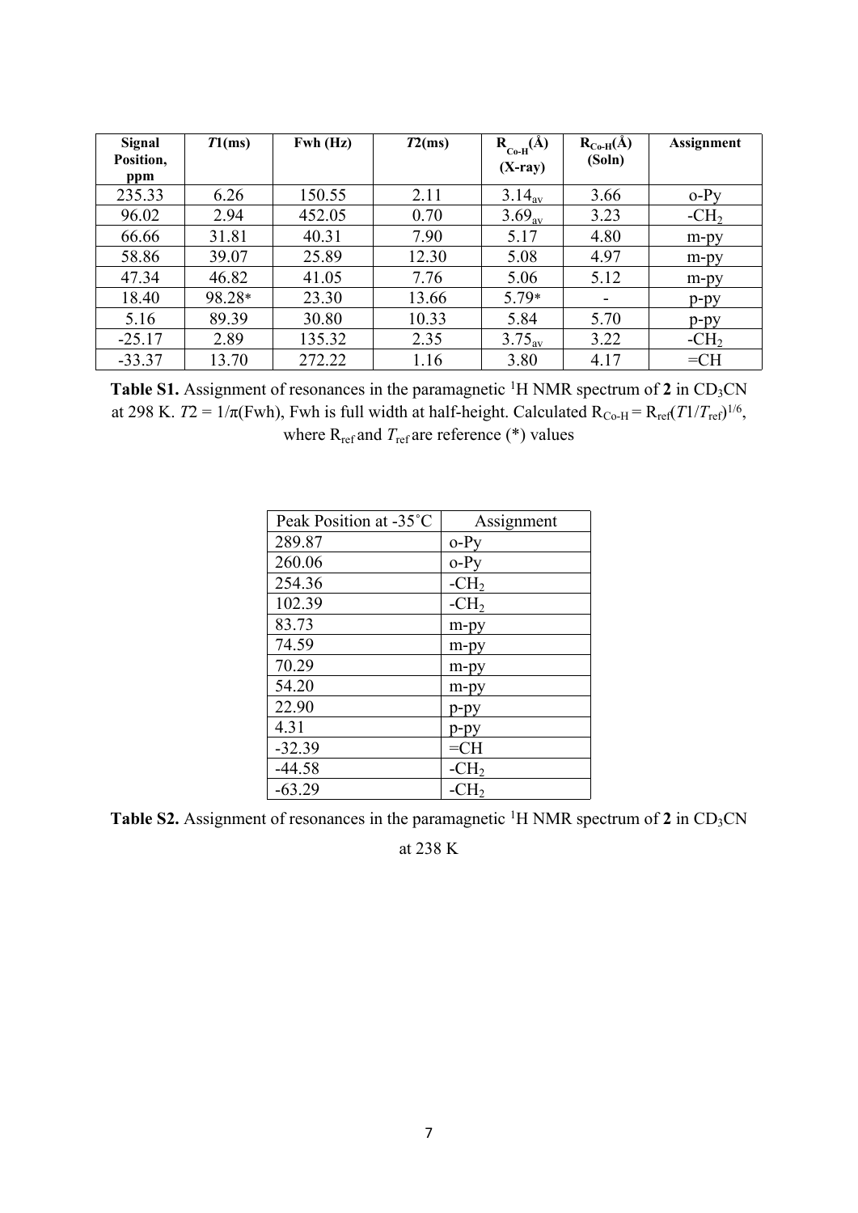| Signal Position, ppm | $T1$(ms) | Fwh (Hz) | $T2$(ms) | $R_{Co\text{-}H}$(Å) (X-ray) | $R_{Co\text{-}H}$(Å) (Soln) | Assignment |
|---|---|---|---|---|---|---|
| 235.33 | 6.26 | 150.55 | 2.11 | $3.14_{av}$ | 3.66 | o-Py |
| 96.02 | 2.94 | 452.05 | 0.70 | $3.69_{av}$ | 3.23 | $-CH_2$ |
| 66.66 | 31.81 | 40.31 | 7.90 | 5.17 | 4.80 | m-py |
| 58.86 | 39.07 | 25.89 | 12.30 | 5.08 | 4.97 | m-py |
| 47.34 | 46.82 | 41.05 | 7.76 | 5.06 | 5.12 | m-py |
| 18.40 | 98.28* | 23.30 | 13.66 | 5.79* | - | p-py |
| 5.16 | 89.39 | 30.80 | 10.33 | 5.84 | 5.70 | p-py |
| -25.17 | 2.89 | 135.32 | 2.35 | $3.75_{av}$ | 3.22 | $-CH_2$ |
| -33.37 | 13.70 | 272.22 | 1.16 | 3.80 | 4.17 | =CH |

**Table S1.** Assignment of resonances in the paramagnetic $^1$H NMR spectrum of **2** in $CD_3CN$ at 298 K. $T2 = 1/\pi$(Fwh), Fwh is full width at half-height. Calculated $R_{Co\text{-}H} = R_{ref}(T1/T_{ref})^{1/6}$, where $R_{ref}$ and $T_{ref}$ are reference (*) values

| Peak Position at -35˚C | Assignment |
|---|---|
| 289.87 | o-Py |
| 260.06 | o-Py |
| 254.36 | $-CH_2$ |
| 102.39 | $-CH_2$ |
| 83.73 | m-py |
| 74.59 | m-py |
| 70.29 | m-py |
| 54.20 | m-py |
| 22.90 | p-py |
| 4.31 | p-py |
| -32.39 | =CH |
| -44.58 | $-CH_2$ |
| -63.29 | $-CH_2$ |

**Table S2.** Assignment of resonances in the paramagnetic $^1$H NMR spectrum of **2** in $CD_3CN$ at 238 K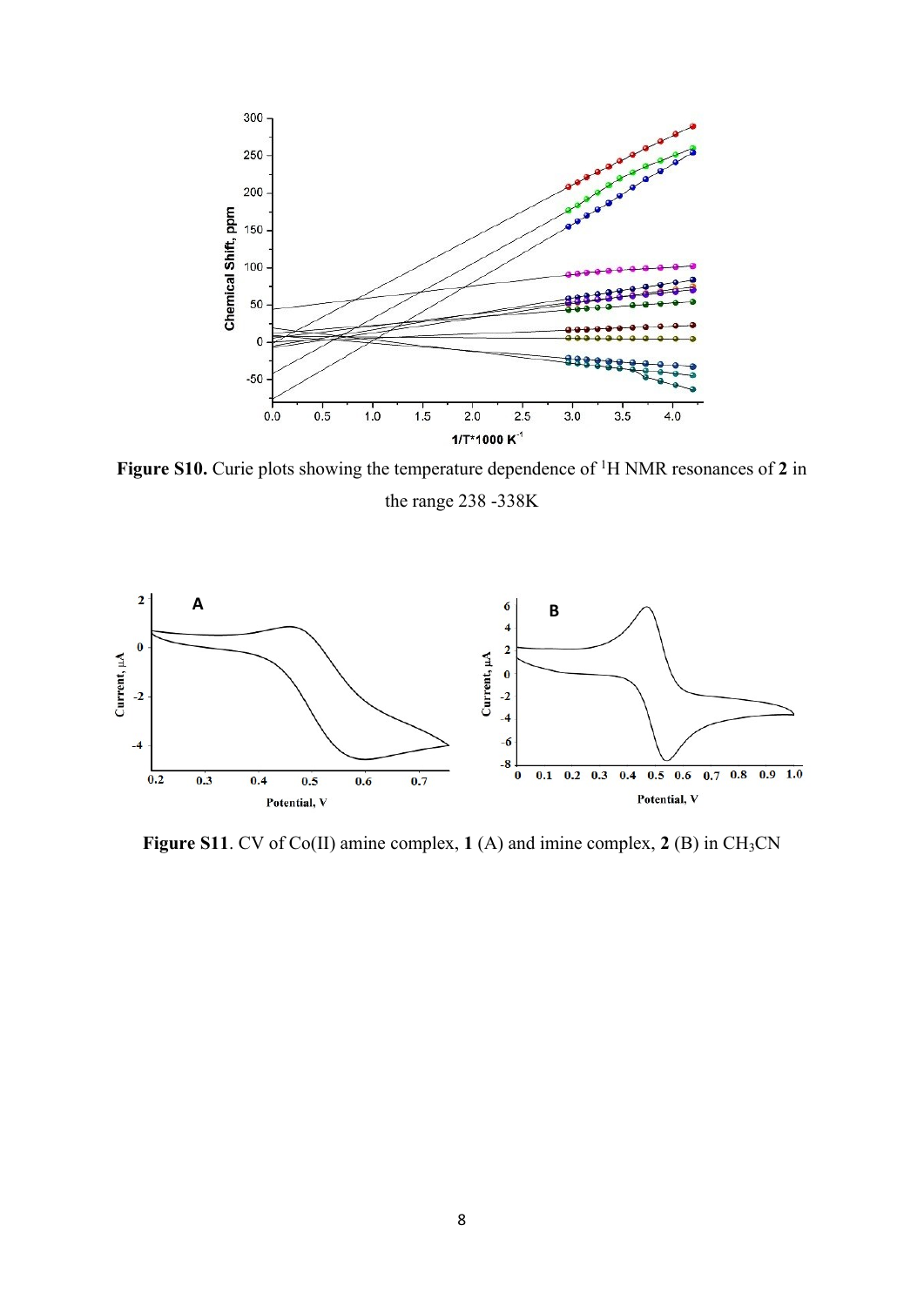**Figure S10.** Curie plots showing the temperature dependence of $^{1}H$ NMR resonances of **2** in the range 238 -338K

**Figure S11**. CV of Co(II) amine complex, **1** (A) and imine complex, **2** (B) in $CH_3CN$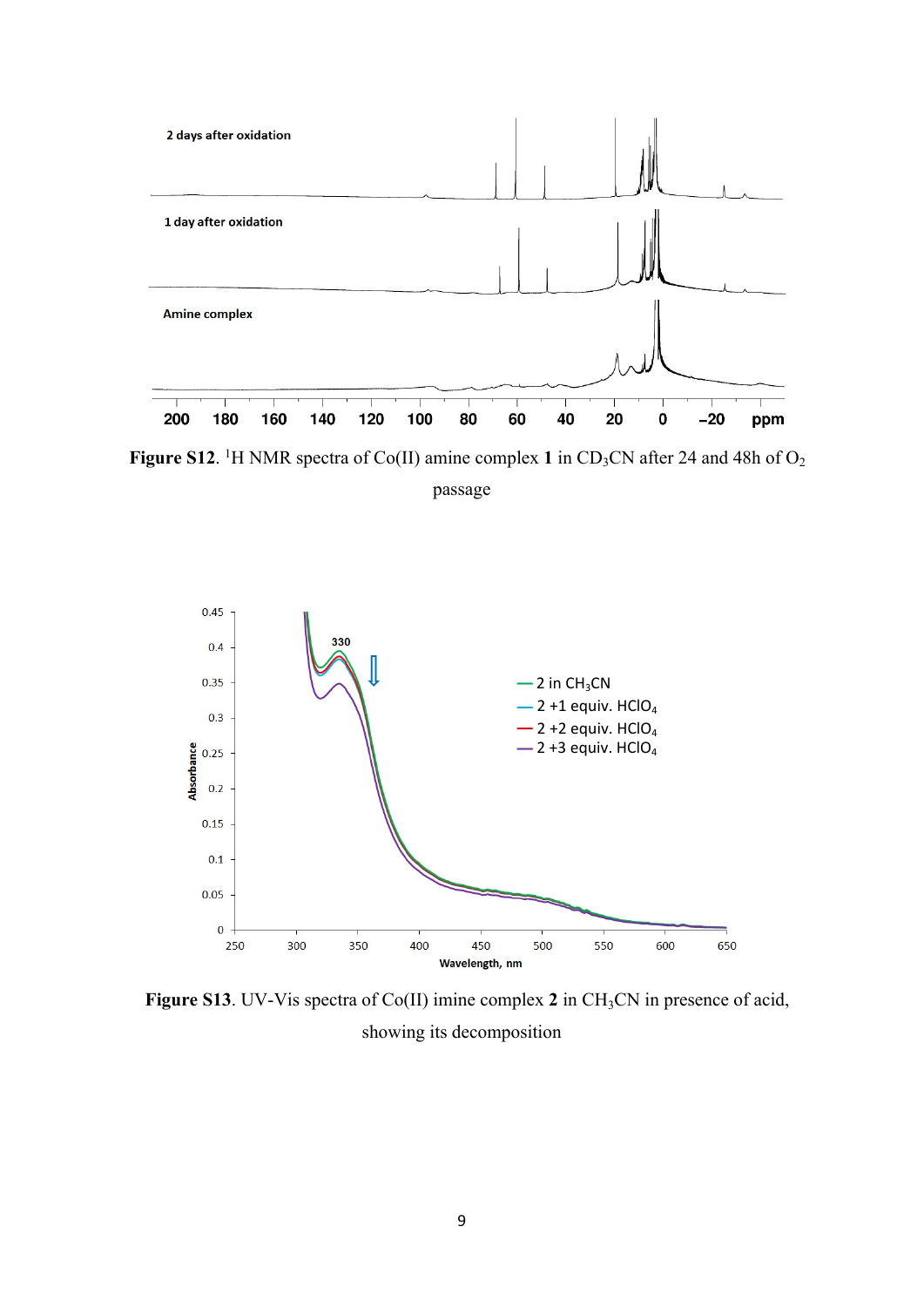**Figure S12**. $^1$H NMR spectra of Co(II) amine complex **1** in $CD_3CN$ after 24 and 48h of $O_2$ passage

**Figure S13**. UV-Vis spectra of Co(II) imine complex **2** in $CH_3CN$ in presence of acid, showing its decomposition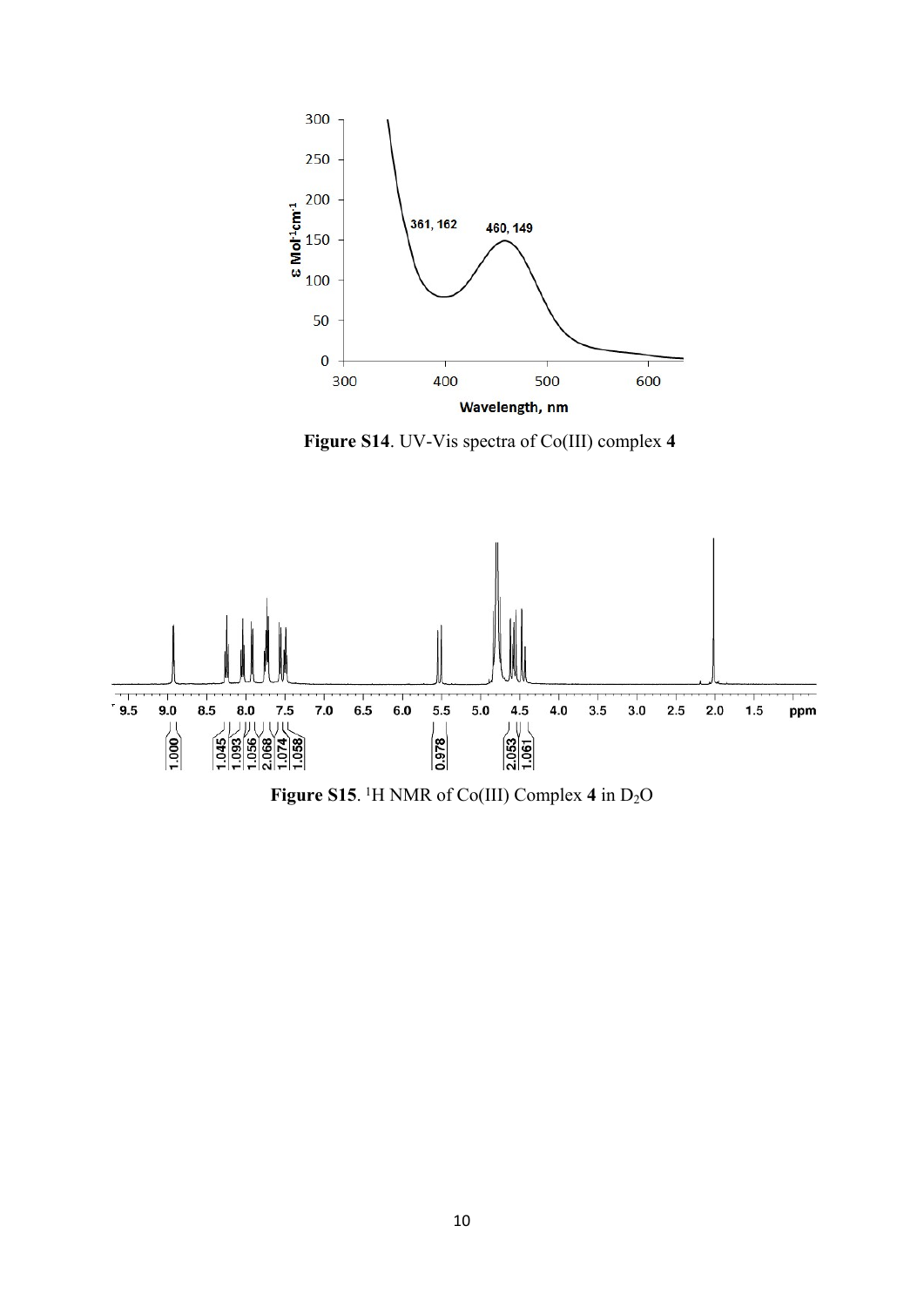**Figure S14**. UV-Vis spectra of Co(III) complex **4**

**Figure S15**. $^{1}H$ NMR of Co(III) Complex **4** in $D_2O$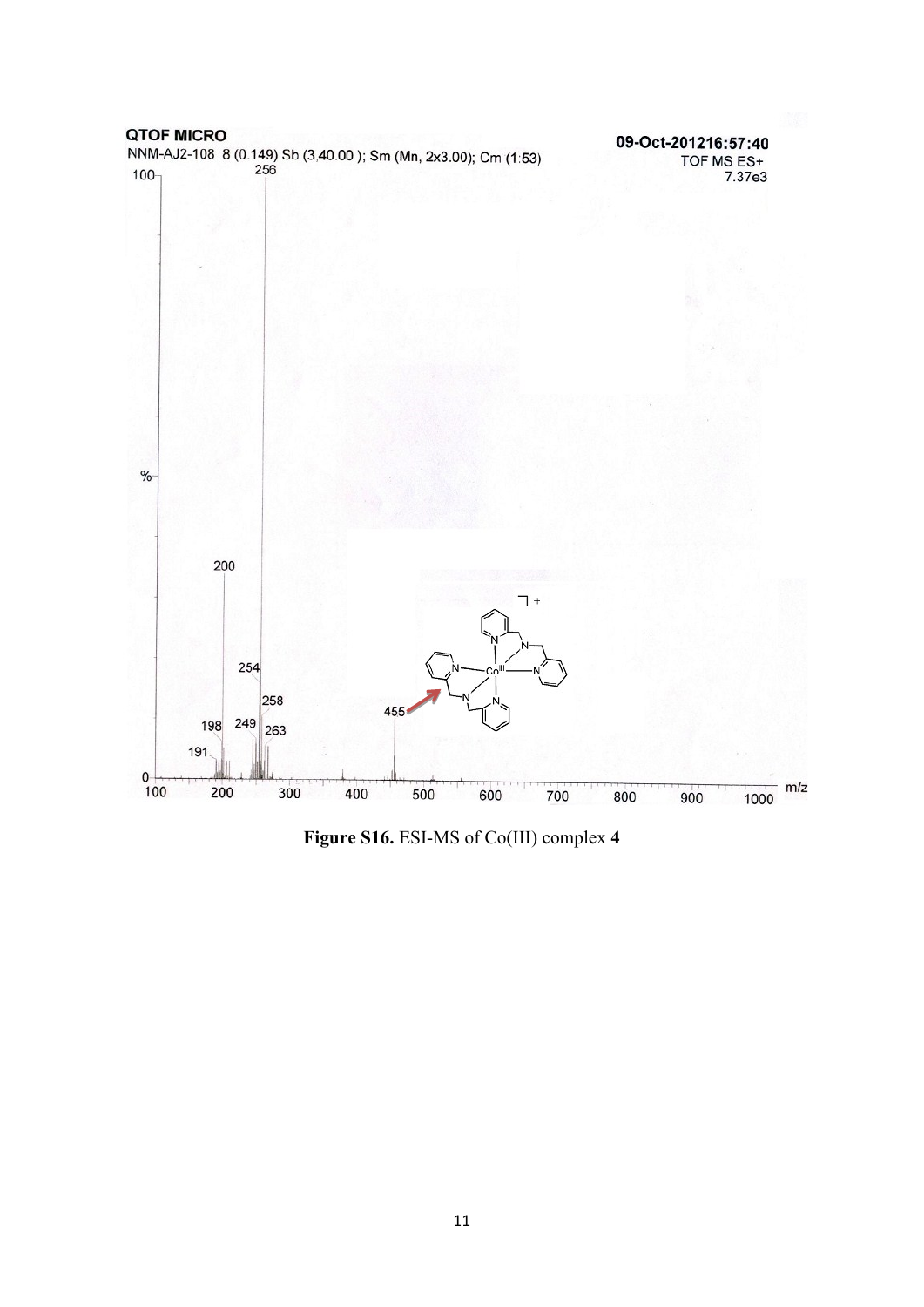QTOF MICRO

NNM-AJ2-108 8 (0.149) Sb (3,40.00 ); Sm (Mn, 2x3.00); Cm (1:53)

09-Oct-201216:57:40

TOF MS ES+

7.37e3

100

%

0

256

200

254

258

198

249

263

191

455

100 200 300 400 500 600 700 800 900 1000

m/z

N

N

N

N

N

N

$Co^{III}$

+

**Figure S16.** ESI-MS of Co(III) complex **4**